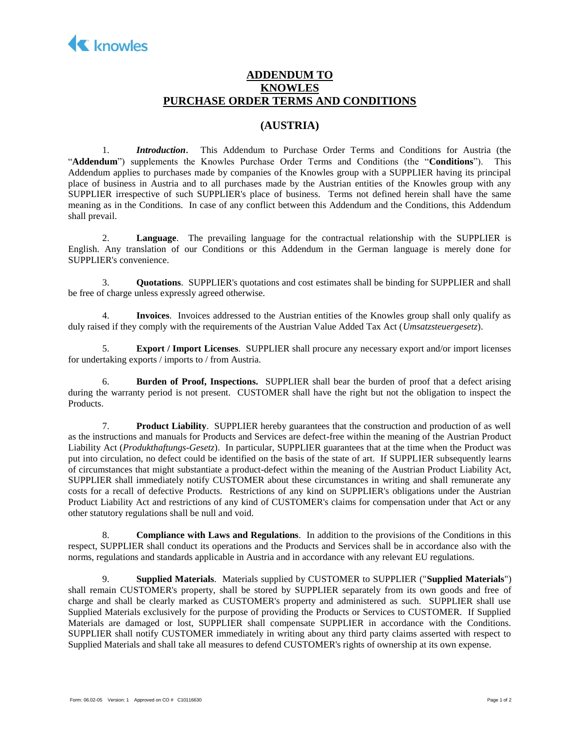knowles

# ADDENDUM TO KNOWLES PURCHASE ORDER TERMS AND CONDITIONS

## (AUSTRIA)

1. ***Introduction***. This Addendum to Purchase Order Terms and Conditions for Austria (the "**Addendum**") supplements the Knowles Purchase Order Terms and Conditions (the "**Conditions**"). This Addendum applies to purchases made by companies of the Knowles group with a SUPPLIER having its principal place of business in Austria and to all purchases made by the Austrian entities of the Knowles group with any SUPPLIER irrespective of such SUPPLIER's place of business. Terms not defined herein shall have the same meaning as in the Conditions. In case of any conflict between this Addendum and the Conditions, this Addendum shall prevail.

2. **Language**. The prevailing language for the contractual relationship with the SUPPLIER is English. Any translation of our Conditions or this Addendum in the German language is merely done for SUPPLIER's convenience.

3. **Quotations**. SUPPLIER's quotations and cost estimates shall be binding for SUPPLIER and shall be free of charge unless expressly agreed otherwise.

4. **Invoices**. Invoices addressed to the Austrian entities of the Knowles group shall only qualify as duly raised if they comply with the requirements of the Austrian Value Added Tax Act (*Umsatzsteuergesetz*).

5. **Export / Import Licenses**. SUPPLIER shall procure any necessary export and/or import licenses for undertaking exports / imports to / from Austria.

6. **Burden of Proof, Inspections.** SUPPLIER shall bear the burden of proof that a defect arising during the warranty period is not present. CUSTOMER shall have the right but not the obligation to inspect the Products.

7. **Product Liability**. SUPPLIER hereby guarantees that the construction and production of as well as the instructions and manuals for Products and Services are defect-free within the meaning of the Austrian Product Liability Act (*Produkthaftungs-Gesetz*). In particular, SUPPLIER guarantees that at the time when the Product was put into circulation, no defect could be identified on the basis of the state of art. If SUPPLIER subsequently learns of circumstances that might substantiate a product-defect within the meaning of the Austrian Product Liability Act, SUPPLIER shall immediately notify CUSTOMER about these circumstances in writing and shall remunerate any costs for a recall of defective Products. Restrictions of any kind on SUPPLIER's obligations under the Austrian Product Liability Act and restrictions of any kind of CUSTOMER's claims for compensation under that Act or any other statutory regulations shall be null and void.

8. **Compliance with Laws and Regulations**. In addition to the provisions of the Conditions in this respect, SUPPLIER shall conduct its operations and the Products and Services shall be in accordance also with the norms, regulations and standards applicable in Austria and in accordance with any relevant EU regulations.

9. **Supplied Materials**. Materials supplied by CUSTOMER to SUPPLIER ("**Supplied Materials**") shall remain CUSTOMER's property, shall be stored by SUPPLIER separately from its own goods and free of charge and shall be clearly marked as CUSTOMER's property and administered as such. SUPPLIER shall use Supplied Materials exclusively for the purpose of providing the Products or Services to CUSTOMER. If Supplied Materials are damaged or lost, SUPPLIER shall compensate SUPPLIER in accordance with the Conditions. SUPPLIER shall notify CUSTOMER immediately in writing about any third party claims asserted with respect to Supplied Materials and shall take all measures to defend CUSTOMER's rights of ownership at its own expense.

Form: 06.02-05 Version: 1 Approved on CO # C10116630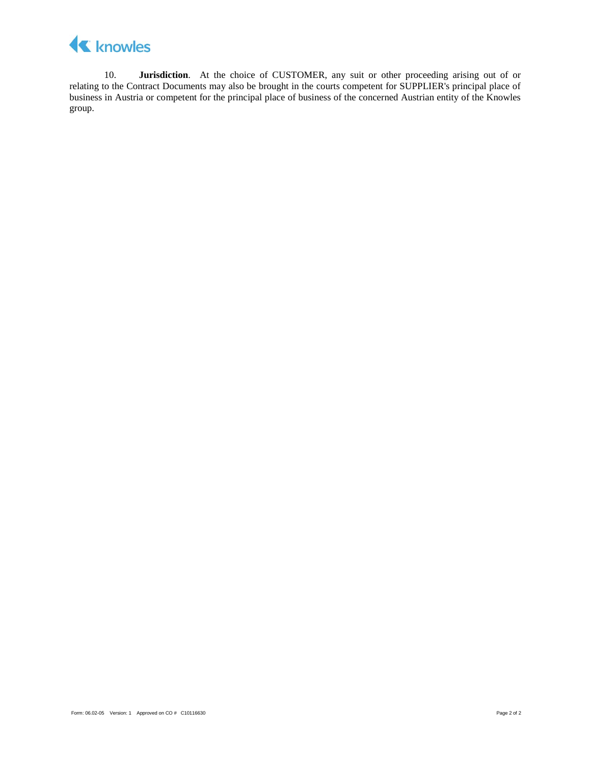10. **Jurisdiction**. At the choice of CUSTOMER, any suit or other proceeding arising out of or relating to the Contract Documents may also be brought in the courts competent for SUPPLIER's principal place of business in Austria or competent for the principal place of business of the concerned Austrian entity of the Knowles group.